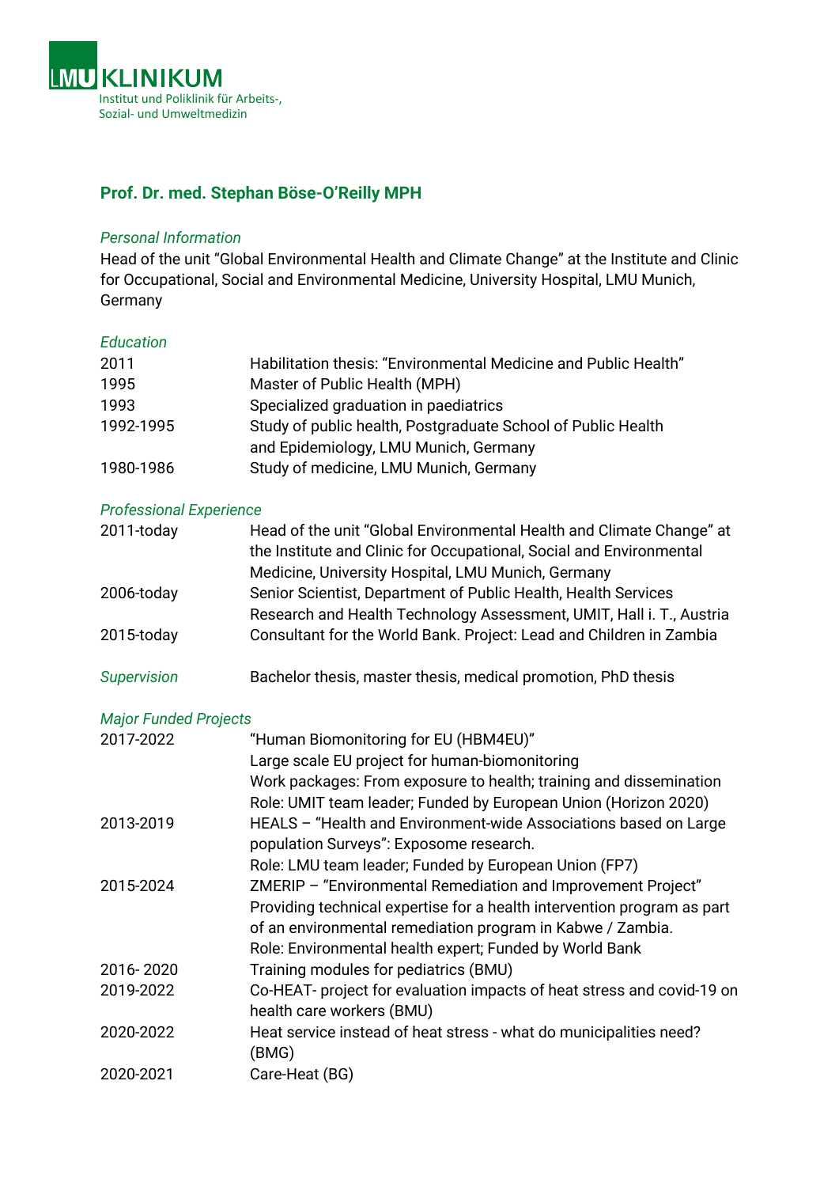LMU KLINIKUM
Institut und Poliklinik für Arbeits-, Sozial- und Umweltmedizin

## Prof. Dr. med. Stephan Böse-O'Reilly MPH

### *Personal Information*

Head of the unit "Global Environmental Health and Climate Change" at the Institute and Clinic for Occupational, Social and Environmental Medicine, University Hospital, LMU Munich, Germany

### *Education*

| | |
|---|---|
| 2011 | Habilitation thesis: "Environmental Medicine and Public Health" |
| 1995 | Master of Public Health (MPH) |
| 1993 | Specialized graduation in paediatrics |
| 1992-1995 | Study of public health, Postgraduate School of Public Health and Epidemiology, LMU Munich, Germany |
| 1980-1986 | Study of medicine, LMU Munich, Germany |

### *Professional Experience*

| | |
|---|---|
| 2011-today | Head of the unit "Global Environmental Health and Climate Change" at the Institute and Clinic for Occupational, Social and Environmental Medicine, University Hospital, LMU Munich, Germany |
| 2006-today | Senior Scientist, Department of Public Health, Health Services Research and Health Technology Assessment, UMIT, Hall i. T., Austria |
| 2015-today | Consultant for the World Bank. Project: Lead and Children in Zambia |

### *Supervision*

Bachelor thesis, master thesis, medical promotion, PhD thesis

### *Major Funded Projects*

| | |
|---|---|
| 2017-2022 | "Human Biomonitoring for EU (HBM4EU)"<br>Large scale EU project for human-biomonitoring<br>Work packages: From exposure to health; training and dissemination<br>Role: UMIT team leader; Funded by European Union (Horizon 2020) |
| 2013-2019 | HEALS – "Health and Environment-wide Associations based on Large population Surveys": Exposome research.<br>Role: LMU team leader; Funded by European Union (FP7) |
| 2015-2024 | ZMERIP – "Environmental Remediation and Improvement Project"<br>Providing technical expertise for a health intervention program as part of an environmental remediation program in Kabwe / Zambia.<br>Role: Environmental health expert; Funded by World Bank |
| 2016- 2020 | Training modules for pediatrics (BMU) |
| 2019-2022 | Co-HEAT- project for evaluation impacts of heat stress and covid-19 on health care workers (BMU) |
| 2020-2022 | Heat service instead of heat stress - what do municipalities need? (BMG) |
| 2020-2021 | Care-Heat (BG) |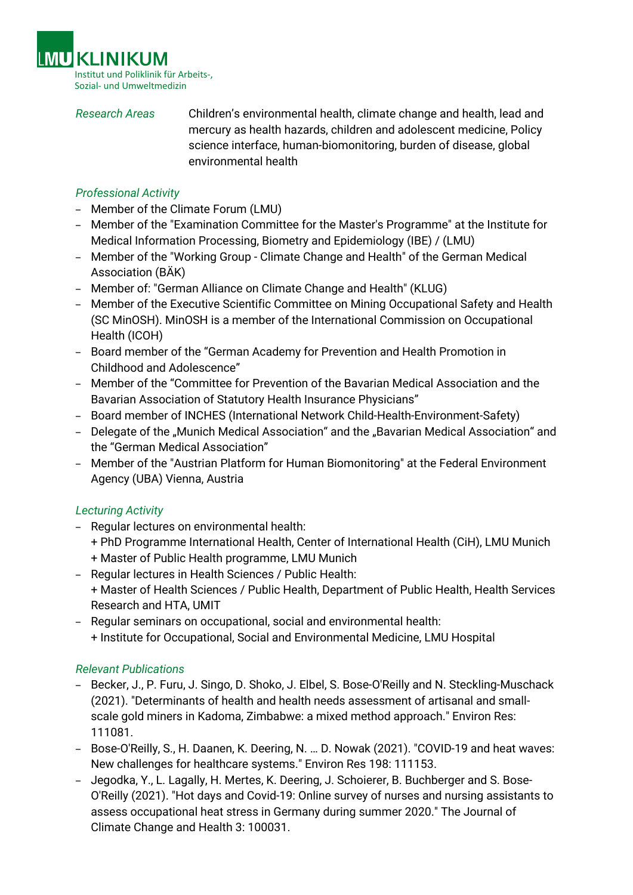*Research Areas*

Children's environmental health, climate change and health, lead and mercury as health hazards, children and adolescent medicine, Policy science interface, human-biomonitoring, burden of disease, global environmental health

*Professional Activity*

- Member of the Climate Forum (LMU)
- Member of the "Examination Committee for the Master's Programme" at the Institute for Medical Information Processing, Biometry and Epidemiology (IBE) / (LMU)
- Member of the "Working Group - Climate Change and Health" of the German Medical Association (BÄK)
- Member of: "German Alliance on Climate Change and Health" (KLUG)
- Member of the Executive Scientific Committee on Mining Occupational Safety and Health (SC MinOSH). MinOSH is a member of the International Commission on Occupational Health (ICOH)
- Board member of the "German Academy for Prevention and Health Promotion in Childhood and Adolescence"
- Member of the "Committee for Prevention of the Bavarian Medical Association and the Bavarian Association of Statutory Health Insurance Physicians"
- Board member of INCHES (International Network Child-Health-Environment-Safety)
- Delegate of the „Munich Medical Association" and the „Bavarian Medical Association" and the "German Medical Association"
- Member of the "Austrian Platform for Human Biomonitoring" at the Federal Environment Agency (UBA) Vienna, Austria

*Lecturing Activity*

- Regular lectures on environmental health:
  + PhD Programme International Health, Center of International Health (CiH), LMU Munich
  + Master of Public Health programme, LMU Munich
- Regular lectures in Health Sciences / Public Health:
  + Master of Health Sciences / Public Health, Department of Public Health, Health Services Research and HTA, UMIT
- Regular seminars on occupational, social and environmental health:
  + Institute for Occupational, Social and Environmental Medicine, LMU Hospital

*Relevant Publications*

- Becker, J., P. Furu, J. Singo, D. Shoko, J. Elbel, S. Bose-O'Reilly and N. Steckling-Muschack (2021). "Determinants of health and health needs assessment of artisanal and small-scale gold miners in Kadoma, Zimbabwe: a mixed method approach." Environ Res: 111081.
- Bose-O'Reilly, S., H. Daanen, K. Deering, N. … D. Nowak (2021). "COVID-19 and heat waves: New challenges for healthcare systems." Environ Res 198: 111153.
- Jegodka, Y., L. Lagally, H. Mertes, K. Deering, J. Schoierer, B. Buchberger and S. Bose-O'Reilly (2021). "Hot days and Covid-19: Online survey of nurses and nursing assistants to assess occupational heat stress in Germany during summer 2020." The Journal of Climate Change and Health 3: 100031.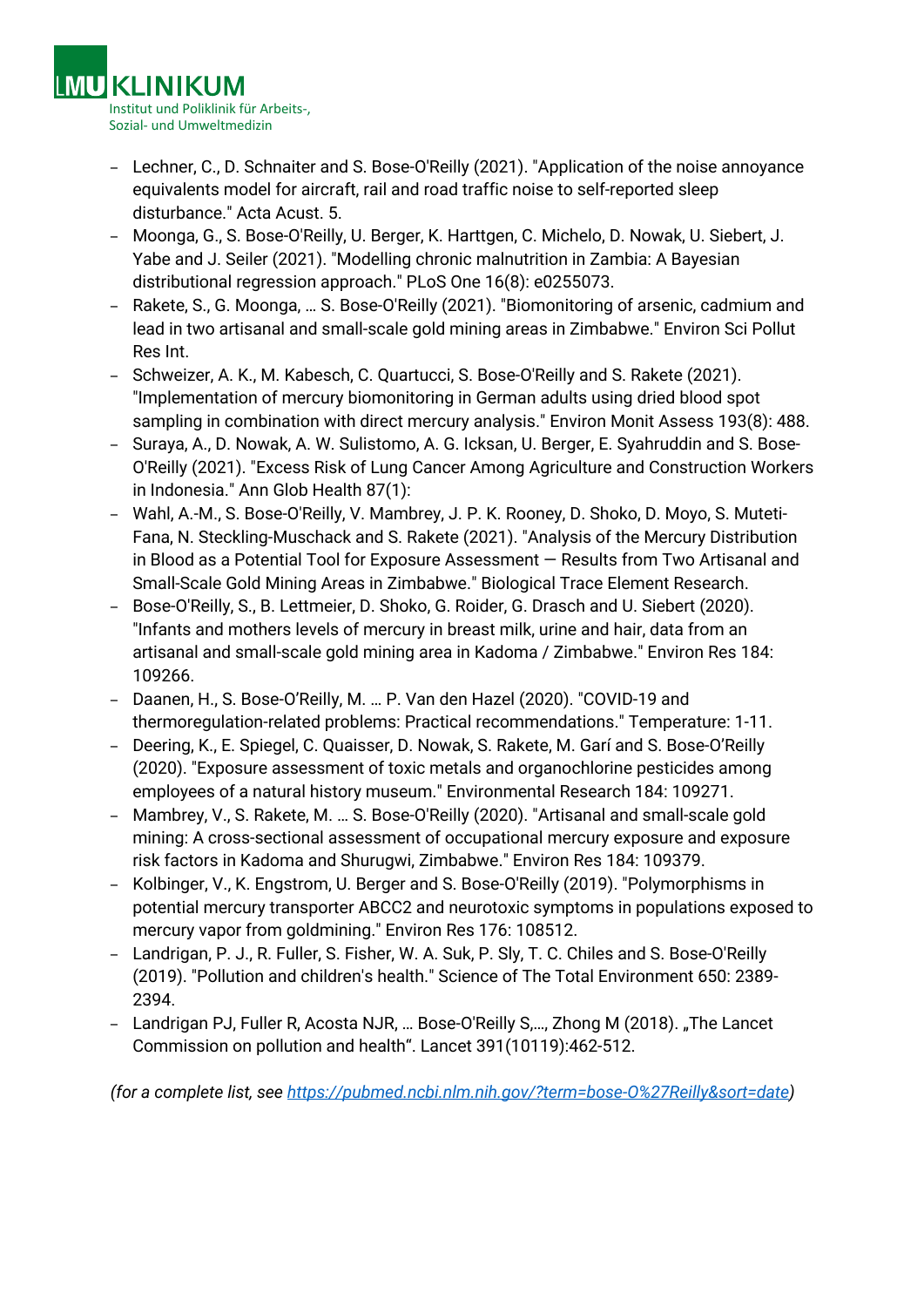- Lechner, C., D. Schnaiter and S. Bose-O'Reilly (2021). "Application of the noise annoyance equivalents model for aircraft, rail and road traffic noise to self-reported sleep disturbance." Acta Acust. 5.
- Moonga, G., S. Bose-O'Reilly, U. Berger, K. Harttgen, C. Michelo, D. Nowak, U. Siebert, J. Yabe and J. Seiler (2021). "Modelling chronic malnutrition in Zambia: A Bayesian distributional regression approach." PLoS One 16(8): e0255073.
- Rakete, S., G. Moonga, … S. Bose-O'Reilly (2021). "Biomonitoring of arsenic, cadmium and lead in two artisanal and small-scale gold mining areas in Zimbabwe." Environ Sci Pollut Res Int.
- Schweizer, A. K., M. Kabesch, C. Quartucci, S. Bose-O'Reilly and S. Rakete (2021). "Implementation of mercury biomonitoring in German adults using dried blood spot sampling in combination with direct mercury analysis." Environ Monit Assess 193(8): 488.
- Suraya, A., D. Nowak, A. W. Sulistomo, A. G. Icksan, U. Berger, E. Syahruddin and S. Bose-O'Reilly (2021). "Excess Risk of Lung Cancer Among Agriculture and Construction Workers in Indonesia." Ann Glob Health 87(1):
- Wahl, A.-M., S. Bose-O'Reilly, V. Mambrey, J. P. K. Rooney, D. Shoko, D. Moyo, S. Muteti-Fana, N. Steckling-Muschack and S. Rakete (2021). "Analysis of the Mercury Distribution in Blood as a Potential Tool for Exposure Assessment — Results from Two Artisanal and Small-Scale Gold Mining Areas in Zimbabwe." Biological Trace Element Research.
- Bose-O'Reilly, S., B. Lettmeier, D. Shoko, G. Roider, G. Drasch and U. Siebert (2020). "Infants and mothers levels of mercury in breast milk, urine and hair, data from an artisanal and small-scale gold mining area in Kadoma / Zimbabwe." Environ Res 184: 109266.
- Daanen, H., S. Bose-O'Reilly, M. … P. Van den Hazel (2020). "COVID-19 and thermoregulation-related problems: Practical recommendations." Temperature: 1-11.
- Deering, K., E. Spiegel, C. Quaisser, D. Nowak, S. Rakete, M. Garí and S. Bose-O'Reilly (2020). "Exposure assessment of toxic metals and organochlorine pesticides among employees of a natural history museum." Environmental Research 184: 109271.
- Mambrey, V., S. Rakete, M. … S. Bose-O'Reilly (2020). "Artisanal and small-scale gold mining: A cross-sectional assessment of occupational mercury exposure and exposure risk factors in Kadoma and Shurugwi, Zimbabwe." Environ Res 184: 109379.
- Kolbinger, V., K. Engstrom, U. Berger and S. Bose-O'Reilly (2019). "Polymorphisms in potential mercury transporter ABCC2 and neurotoxic symptoms in populations exposed to mercury vapor from goldmining." Environ Res 176: 108512.
- Landrigan, P. J., R. Fuller, S. Fisher, W. A. Suk, P. Sly, T. C. Chiles and S. Bose-O'Reilly (2019). "Pollution and children's health." Science of The Total Environment 650: 2389-2394.
- Landrigan PJ, Fuller R, Acosta NJR, … Bose-O'Reilly S,…, Zhong M (2018). „The Lancet Commission on pollution and health". Lancet 391(10119):462-512.

*(for a complete list, see [https://pubmed.ncbi.nlm.nih.gov/?term=bose-O%27Reilly&sort=date](https://pubmed.ncbi.nlm.nih.gov/?term=bose-O%27Reilly&sort=date))*